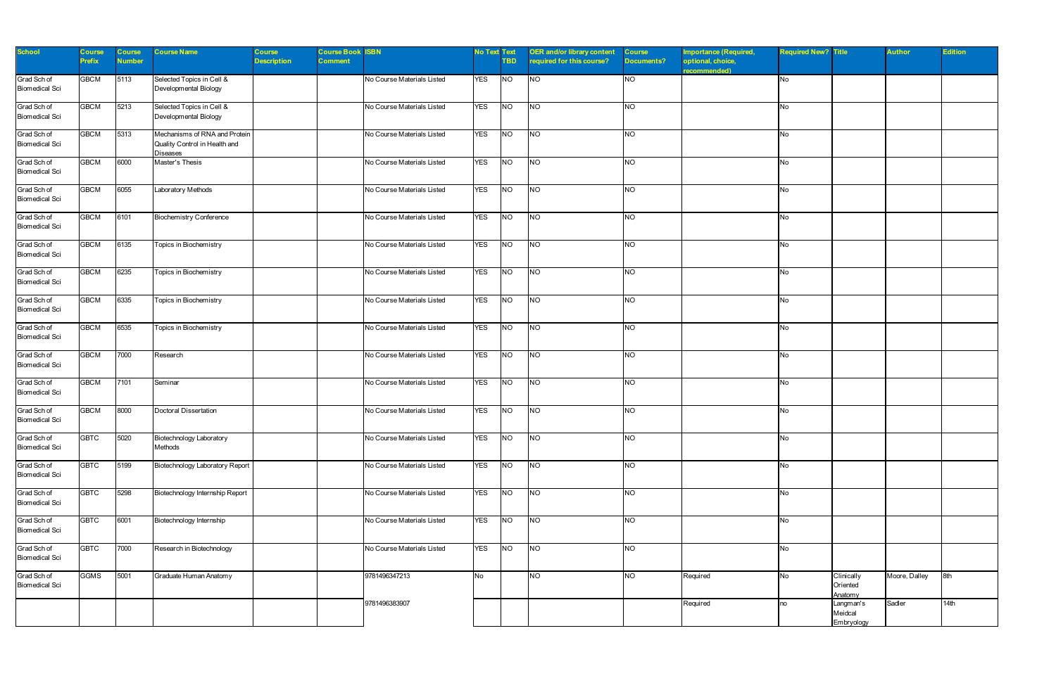| School | Course Prefix | Course Number | Course Name | Course Description | Course Book Comment | ISBN | No Text | Text TBD | OER and/or library content required for this course? | Course Documents? | Importance (Required, optional, choice, recommended) | Required New? | Title | Author | Edition |
|---|---|---|---|---|---|---|---|---|---|---|---|---|---|---|---|
| Grad Sch of Biomedical Sci | GBCM | 5113 | Selected Topics in Cell & Developmental Biology | | | No Course Materials Listed | YES | NO | NO | NO | | No | | | |
| Grad Sch of Biomedical Sci | GBCM | 5213 | Selected Topics in Cell & Developmental Biology | | | No Course Materials Listed | YES | NO | NO | NO | | No | | | |
| Grad Sch of Biomedical Sci | GBCM | 5313 | Mechanisms of RNA and Protein Quality Control in Health and Diseases | | | No Course Materials Listed | YES | NO | NO | NO | | No | | | |
| Grad Sch of Biomedical Sci | GBCM | 6000 | Master's Thesis | | | No Course Materials Listed | YES | NO | NO | NO | | No | | | |
| Grad Sch of Biomedical Sci | GBCM | 6055 | Laboratory Methods | | | No Course Materials Listed | YES | NO | NO | NO | | No | | | |
| Grad Sch of Biomedical Sci | GBCM | 6101 | Biochemistry Conference | | | No Course Materials Listed | YES | NO | NO | NO | | No | | | |
| Grad Sch of Biomedical Sci | GBCM | 6135 | Topics in Biochemistry | | | No Course Materials Listed | YES | NO | NO | NO | | No | | | |
| Grad Sch of Biomedical Sci | GBCM | 6235 | Topics in Biochemistry | | | No Course Materials Listed | YES | NO | NO | NO | | No | | | |
| Grad Sch of Biomedical Sci | GBCM | 6335 | Topics in Biochemistry | | | No Course Materials Listed | YES | NO | NO | NO | | No | | | |
| Grad Sch of Biomedical Sci | GBCM | 6535 | Topics in Biochemistry | | | No Course Materials Listed | YES | NO | NO | NO | | No | | | |
| Grad Sch of Biomedical Sci | GBCM | 7000 | Research | | | No Course Materials Listed | YES | NO | NO | NO | | No | | | |
| Grad Sch of Biomedical Sci | GBCM | 7101 | Seminar | | | No Course Materials Listed | YES | NO | NO | NO | | No | | | |
| Grad Sch of Biomedical Sci | GBCM | 8000 | Doctoral Dissertation | | | No Course Materials Listed | YES | NO | NO | NO | | No | | | |
| Grad Sch of Biomedical Sci | GBTC | 5020 | Biotechnology Laboratory Methods | | | No Course Materials Listed | YES | NO | NO | NO | | No | | | |
| Grad Sch of Biomedical Sci | GBTC | 5199 | Biotechnology Laboratory Report | | | No Course Materials Listed | YES | NO | NO | NO | | No | | | |
| Grad Sch of Biomedical Sci | GBTC | 5298 | Biotechnology Internship Report | | | No Course Materials Listed | YES | NO | NO | NO | | No | | | |
| Grad Sch of Biomedical Sci | GBTC | 6001 | Biotechnology Internship | | | No Course Materials Listed | YES | NO | NO | NO | | No | | | |
| Grad Sch of Biomedical Sci | GBTC | 7000 | Research in Biotechnology | | | No Course Materials Listed | YES | NO | NO | NO | | No | | | |
| Grad Sch of Biomedical Sci | GGMS | 5001 | Graduate Human Anatomy | | | 9781496347213 | No | | NO | NO | Required | No | Clinically Oriented Anatomy | Moore, Dalley | 8th |
| | | | | | | 9781496383907 | | | | | Required | no | Langman's Meidcal Embryology | Sadler | 14th |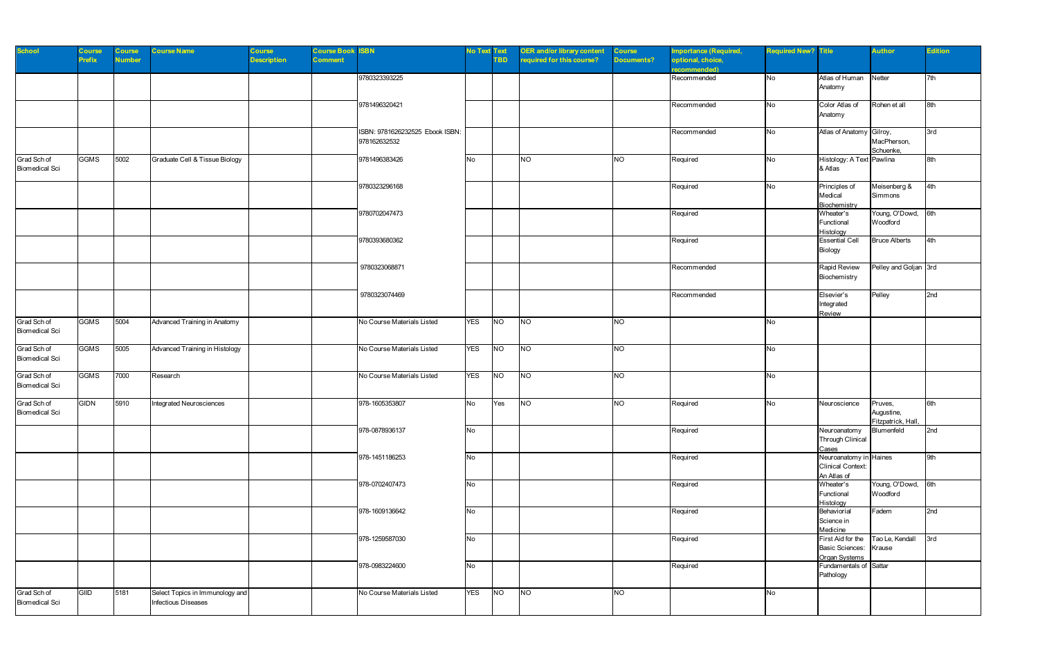| School | Course Prefix | Course Number | Course Name | Course Description | Course Book Comment | ISBN | No Text | Text TBD | OER and/or library content required for this course? | Course Documents? | Importance (Required, optional, choice, recommended) | Required New? | Title | Author | Edition |
|---|---|---|---|---|---|---|---|---|---|---|---|---|---|---|---|
| | | | | | | 9780323393225 | | | | | Recommended | No | Atlas of Human Anatomy | Netter | 7th |
| | | | | | | 9781496320421 | | | | | Recommended | No | Color Atlas of Anatomy | Rohen et all | 8th |
| | | | | | | ISBN: 9781626232525 Ebook ISBN: 978162632532 | | | | | Recommended | No | Atlas of Anatomy | Gilroy, MacPherson, Schuenke, | 3rd |
| Grad Sch of Biomedical Sci | GGMS | 5002 | Graduate Cell & Tissue Biology | | | 9781496383426 | No | | NO | NO | Required | No | Histology: A Text & Atlas | Pawlina | 8th |
| | | | | | | 9780323296168 | | | | | Required | No | Principles of Medical Biochemistry | Meisenberg & Simmons | 4th |
| | | | | | | 9780702047473 | | | | | Required | | Wheater's Functional Histology | Young, O'Dowd, Woodford | 6th |
| | | | | | | 9780393680362 | | | | | Required | | Essential Cell Biology | Bruce Alberts | 4th |
| | | | | | | 9780323068871 | | | | | Recommended | | Rapid Review Biochemistry | Pelley and Goljan | 3rd |
| | | | | | | 9780323074469 | | | | | Recommended | | Elsevier's Integrated Review | Pelley | 2nd |
| Grad Sch of Biomedical Sci | GGMS | 5004 | Advanced Training in Anatomy | | | No Course Materials Listed | YES | NO | NO | NO | | No | | | |
| Grad Sch of Biomedical Sci | GGMS | 5005 | Advanced Training in Histology | | | No Course Materials Listed | YES | NO | NO | NO | | No | | | |
| Grad Sch of Biomedical Sci | GGMS | 7000 | Research | | | No Course Materials Listed | YES | NO | NO | NO | | No | | | |
| Grad Sch of Biomedical Sci | GIDN | 5910 | Integrated Neurosciences | | | 978-1605353807 | No | Yes | NO | NO | Required | No | Neuroscience | Pruves, Augustine, Fitzpatrick, Hall, | 6th |
| | | | | | | 978-0878936137 | No | | | | Required | | Neuroanatomy Through Clinical Cases | Blumenfeld | 2nd |
| | | | | | | 978-1451186253 | No | | | | Required | | Neuroanatomy in Clinical Context: An Atlas of | Haines | 9th |
| | | | | | | 978-0702407473 | No | | | | Required | | Wheater's Functional Histology | Young, O'Dowd, Woodford | 6th |
| | | | | | | 978-1609136642 | No | | | | Required | | Behaviorial Science in Medicine | Fadem | 2nd |
| | | | | | | 978-1259587030 | No | | | | Required | | First Aid for the Basic Sciences: Organ Systems | Tao Le, Kendall Krause | 3rd |
| | | | | | | 978-0983224600 | No | | | | Required | | Fundamentals of Pathology | Sattar | |
| Grad Sch of Biomedical Sci | GIID | 5181 | Select Topics in Immunology and Infectious Diseases | | | No Course Materials Listed | YES | NO | NO | NO | | No | | | |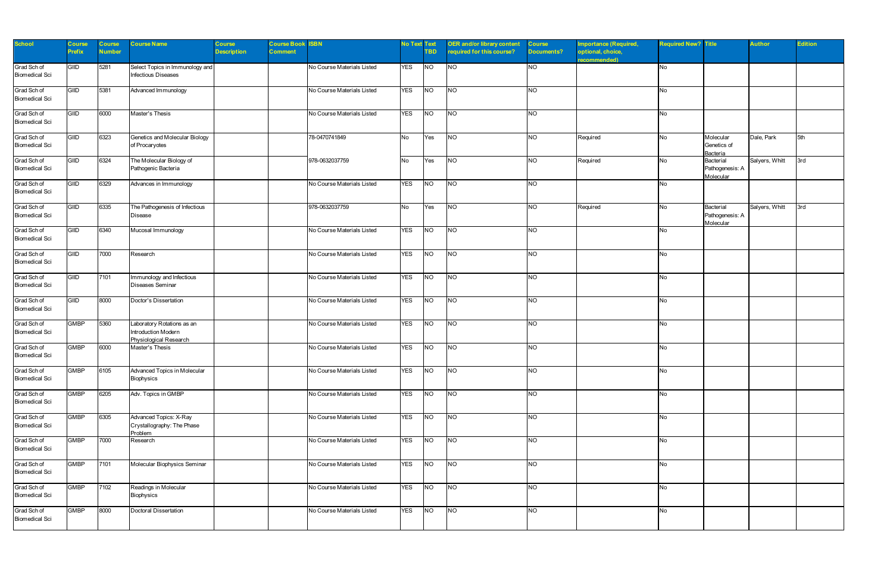| School | Course Prefix | Course Number | Course Name | Course Description | Course Book Comment | ISBN | No Text | Text TBD | OER and/or library content required for this course? | Course Documents? | Importance (Required, optional, choice, recommended) | Required New? | Title | Author | Edition |
|---|---|---|---|---|---|---|---|---|---|---|---|---|---|---|---|
| Grad Sch of Biomedical Sci | GIID | 5281 | Select Topics in Immunology and Infectious Diseases | | | No Course Materials Listed | YES | NO | NO | NO | | No | | | |
| Grad Sch of Biomedical Sci | GIID | 5381 | Advanced Immunology | | | No Course Materials Listed | YES | NO | NO | NO | | No | | | |
| Grad Sch of Biomedical Sci | GIID | 6000 | Master's Thesis | | | No Course Materials Listed | YES | NO | NO | NO | | No | | | |
| Grad Sch of Biomedical Sci | GIID | 6323 | Genetics and Molecular Biology of Procaryotes | | | 78-0470741849 | No | Yes | NO | NO | Required | No | Molecular Genetics of Bacteria | Dale, Park | 5th |
| Grad Sch of Biomedical Sci | GIID | 6324 | The Molecular Biology of Pathogenic Bacteria | | | 978-0632037759 | No | Yes | NO | NO | Required | No | Bacterial Pathogenesis: A Molecular | Salyers, Whitt | 3rd |
| Grad Sch of Biomedical Sci | GIID | 6329 | Advances in Immunology | | | No Course Materials Listed | YES | NO | NO | NO | | No | | | |
| Grad Sch of Biomedical Sci | GIID | 6335 | The Pathogenesis of Infectious Disease | | | 978-0632037759 | No | Yes | NO | NO | Required | No | Bacterial Pathogenesis: A Molecular | Salyers, Whitt | 3rd |
| Grad Sch of Biomedical Sci | GIID | 6340 | Mucosal Immunology | | | No Course Materials Listed | YES | NO | NO | NO | | No | | | |
| Grad Sch of Biomedical Sci | GIID | 7000 | Research | | | No Course Materials Listed | YES | NO | NO | NO | | No | | | |
| Grad Sch of Biomedical Sci | GIID | 7101 | Immunology and Infectious Diseases Seminar | | | No Course Materials Listed | YES | NO | NO | NO | | No | | | |
| Grad Sch of Biomedical Sci | GIID | 8000 | Doctor's Dissertation | | | No Course Materials Listed | YES | NO | NO | NO | | No | | | |
| Grad Sch of Biomedical Sci | GMBP | 5360 | Laboratory Rotations as an Introduction Modern Physiological Research | | | No Course Materials Listed | YES | NO | NO | NO | | No | | | |
| Grad Sch of Biomedical Sci | GMBP | 6000 | Master's Thesis | | | No Course Materials Listed | YES | NO | NO | NO | | No | | | |
| Grad Sch of Biomedical Sci | GMBP | 6105 | Advanced Topics in Molecular Biophysics | | | No Course Materials Listed | YES | NO | NO | NO | | No | | | |
| Grad Sch of Biomedical Sci | GMBP | 6205 | Adv. Topics in GMBP | | | No Course Materials Listed | YES | NO | NO | NO | | No | | | |
| Grad Sch of Biomedical Sci | GMBP | 6305 | Advanced Topics: X-Ray Crystallography: The Phase Problem | | | No Course Materials Listed | YES | NO | NO | NO | | No | | | |
| Grad Sch of Biomedical Sci | GMBP | 7000 | Research | | | No Course Materials Listed | YES | NO | NO | NO | | No | | | |
| Grad Sch of Biomedical Sci | GMBP | 7101 | Molecular Biophysics Seminar | | | No Course Materials Listed | YES | NO | NO | NO | | No | | | |
| Grad Sch of Biomedical Sci | GMBP | 7102 | Readings in Molecular Biophysics | | | No Course Materials Listed | YES | NO | NO | NO | | No | | | |
| Grad Sch of Biomedical Sci | GMBP | 8000 | Doctoral Dissertation | | | No Course Materials Listed | YES | NO | NO | NO | | No | | | |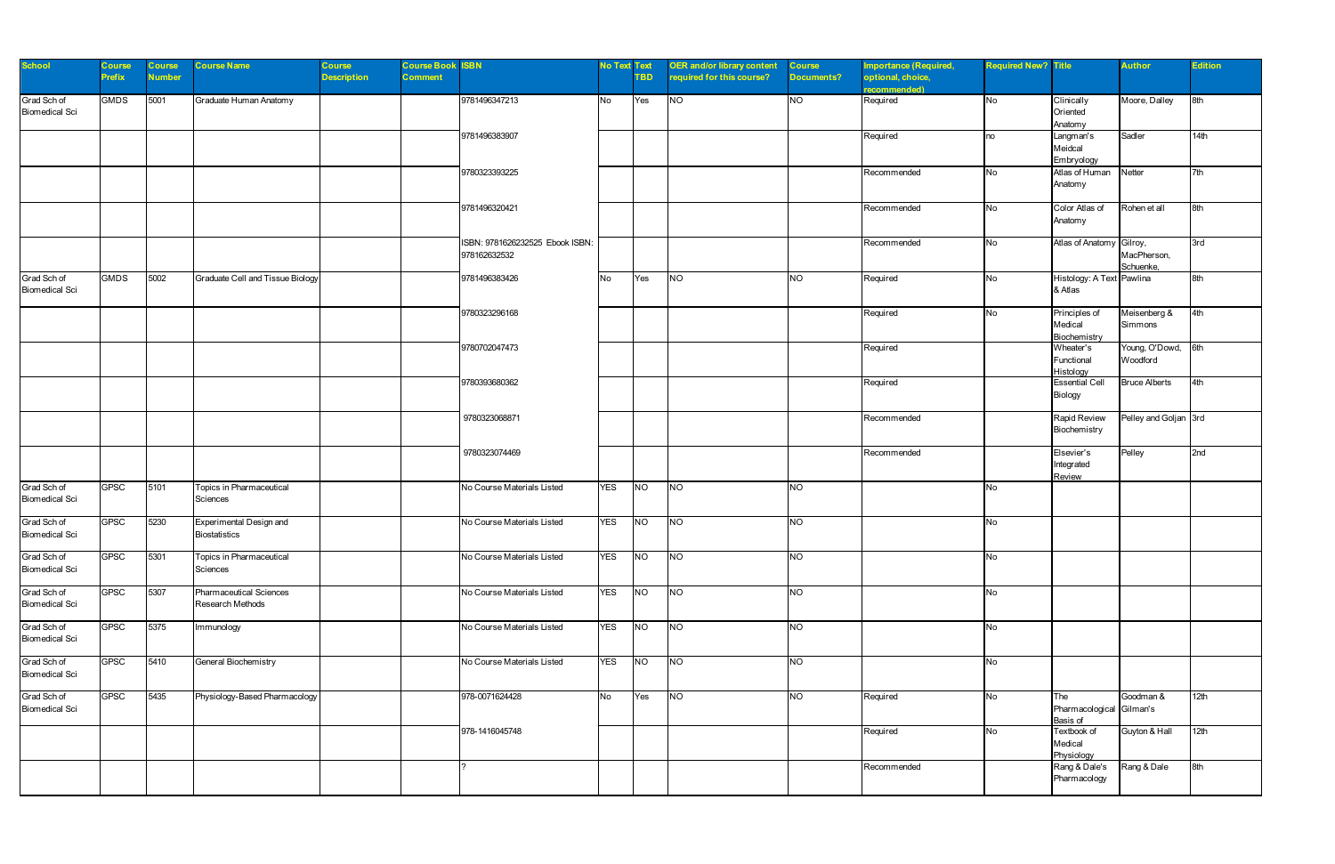| School | Course Prefix | Course Number | Course Name | Course Description | Course Book Comment | ISBN | No Text | Text TBD | OER and/or library content required for this course? | Course Documents? | Importance (Required, optional, choice, recommended) | Required New? | Title | Author | Edition |
|---|---|---|---|---|---|---|---|---|---|---|---|---|---|---|---|
| Grad Sch of Biomedical Sci | GMDS | 5001 | Graduate Human Anatomy | | | 9781496347213 | No | Yes | NO | NO | Required | No | Clinically Oriented Anatomy | Moore, Dalley | 8th |
| | | | | | | 9781496383907 | | | | | Required | no | Langman's Meidcal Embryology | Sadler | 14th |
| | | | | | | 9780323393225 | | | | | Recommended | No | Atlas of Human Anatomy | Netter | 7th |
| | | | | | | 9781496320421 | | | | | Recommended | No | Color Atlas of Anatomy | Rohen et all | 8th |
| | | | | | | ISBN: 9781626232525 Ebook ISBN: 978162632532 | | | | | Recommended | No | Atlas of Anatomy | Gilroy, MacPherson, Schuenke, | 3rd |
| Grad Sch of Biomedical Sci | GMDS | 5002 | Graduate Cell and Tissue Biology | | | 9781496383426 | No | Yes | NO | NO | Required | No | Histology: A Text & Atlas | Pawlina | 8th |
| | | | | | | 9780323296168 | | | | | Required | No | Principles of Medical Biochemistry | Meisenberg & Simmons | 4th |
| | | | | | | 9780702047473 | | | | | Required | | Wheater's Functional Histology | Young, O'Dowd, Woodford | 6th |
| | | | | | | 9780393680362 | | | | | Required | | Essential Cell Biology | Bruce Alberts | 4th |
| | | | | | | 9780323068871 | | | | | Recommended | | Rapid Review Biochemistry | Pelley and Goljan | 3rd |
| | | | | | | 9780323074469 | | | | | Recommended | | Elsevier's Integrated Review | Pelley | 2nd |
| Grad Sch of Biomedical Sci | GPSC | 5101 | Topics in Pharmaceutical Sciences | | | No Course Materials Listed | YES | NO | NO | NO | | No | | | |
| Grad Sch of Biomedical Sci | GPSC | 5230 | Experimental Design and Biostatistics | | | No Course Materials Listed | YES | NO | NO | NO | | No | | | |
| Grad Sch of Biomedical Sci | GPSC | 5301 | Topics in Pharmaceutical Sciences | | | No Course Materials Listed | YES | NO | NO | NO | | No | | | |
| Grad Sch of Biomedical Sci | GPSC | 5307 | Pharmaceutical Sciences Research Methods | | | No Course Materials Listed | YES | NO | NO | NO | | No | | | |
| Grad Sch of Biomedical Sci | GPSC | 5375 | Immunology | | | No Course Materials Listed | YES | NO | NO | NO | | No | | | |
| Grad Sch of Biomedical Sci | GPSC | 5410 | General Biochemistry | | | No Course Materials Listed | YES | NO | NO | NO | | No | | | |
| Grad Sch of Biomedical Sci | GPSC | 5435 | Physiology-Based Pharmacology | | | 978-0071624428 | No | Yes | NO | NO | Required | No | The Pharmacological Basis of | Goodman & Gilman's | 12th |
| | | | | | | 978-1416045748 | | | | | Required | No | Textbook of Medical Physiology | Guyton & Hall | 12th |
| | | | | | | ? | | | | | Recommended | | Rang & Dale's Pharmacology | Rang & Dale | 8th |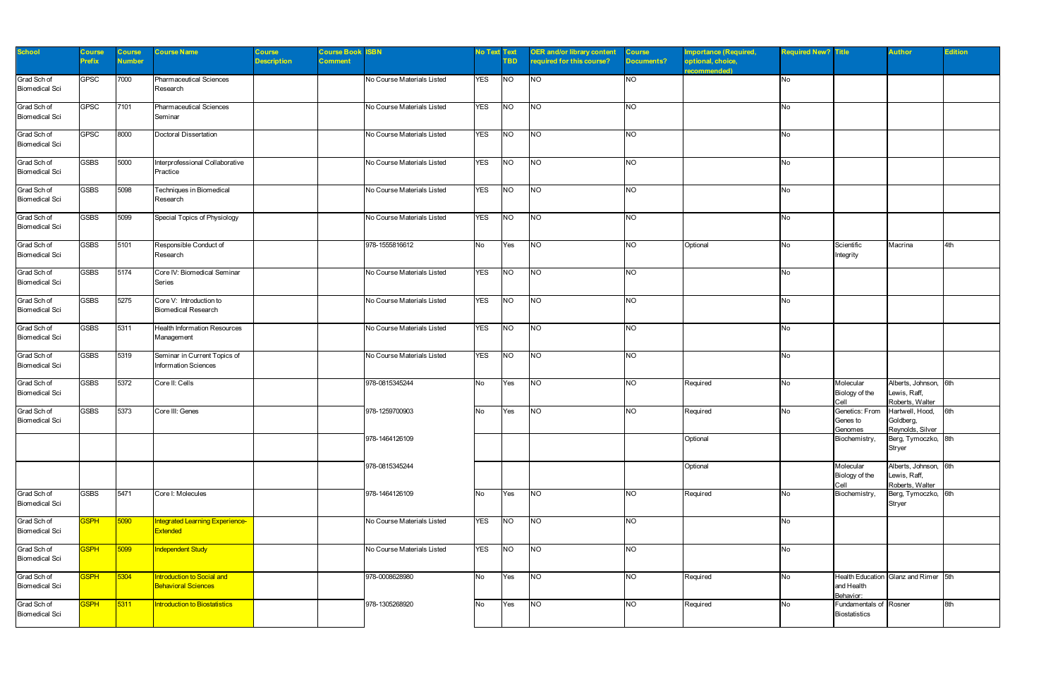| School | Course Prefix | Course Number | Course Name | Course Description | Course Book Comment | ISBN | No Text | Text TBD | OER and/or library content required for this course? | Course Documents? | Importance (Required, optional, choice, recommended) | Required New? | Title | Author | Edition |
|---|---|---|---|---|---|---|---|---|---|---|---|---|---|---|---|
| Grad Sch of Biomedical Sci | GPSC | 7000 | Pharmaceutical Sciences Research | | | No Course Materials Listed | YES | NO | NO | NO | | No | | | |
| Grad Sch of Biomedical Sci | GPSC | 7101 | Pharmaceutical Sciences Seminar | | | No Course Materials Listed | YES | NO | NO | NO | | No | | | |
| Grad Sch of Biomedical Sci | GPSC | 8000 | Doctoral Dissertation | | | No Course Materials Listed | YES | NO | NO | NO | | No | | | |
| Grad Sch of Biomedical Sci | GSBS | 5000 | Interprofessional Collaborative Practice | | | No Course Materials Listed | YES | NO | NO | NO | | No | | | |
| Grad Sch of Biomedical Sci | GSBS | 5098 | Techniques in Biomedical Research | | | No Course Materials Listed | YES | NO | NO | NO | | No | | | |
| Grad Sch of Biomedical Sci | GSBS | 5099 | Special Topics of Physiology | | | No Course Materials Listed | YES | NO | NO | NO | | No | | | |
| Grad Sch of Biomedical Sci | GSBS | 5101 | Responsible Conduct of Research | | | 978-1555816612 | No | Yes | NO | NO | Optional | No | Scientific Integrity | Macrina | 4th |
| Grad Sch of Biomedical Sci | GSBS | 5174 | Core IV: Biomedical Seminar Series | | | No Course Materials Listed | YES | NO | NO | NO | | No | | | |
| Grad Sch of Biomedical Sci | GSBS | 5275 | Core V: Introduction to Biomedical Research | | | No Course Materials Listed | YES | NO | NO | NO | | No | | | |
| Grad Sch of Biomedical Sci | GSBS | 5311 | Health Information Resources Management | | | No Course Materials Listed | YES | NO | NO | NO | | No | | | |
| Grad Sch of Biomedical Sci | GSBS | 5319 | Seminar in Current Topics of Information Sciences | | | No Course Materials Listed | YES | NO | NO | NO | | No | | | |
| Grad Sch of Biomedical Sci | GSBS | 5372 | Core II: Cells | | | 978-0815345244 | No | Yes | NO | NO | Required | No | Molecular Biology of the Cell | Alberts, Johnson, Lewis, Raff, Roberts, Walter | 6th |
| Grad Sch of Biomedical Sci | GSBS | 5373 | Core III: Genes | | | 978-1259700903 | No | Yes | NO | NO | Required | No | Genetics: From Genes to Genomes | Hartwell, Hood, Goldberg, Reynolds, Silver | 6th |
| | | | | | | 978-1464126109 | | | | | Optional | | Biochemistry, | Berg, Tymoczko, Stryer | 8th |
| | | | | | | 978-0815345244 | | | | | Optional | | Molecular Biology of the Cell | Alberts, Johnson, Lewis, Raff, Roberts, Walter | 6th |
| Grad Sch of Biomedical Sci | GSBS | 5471 | Core I: Molecules | | | 978-1464126109 | No | Yes | NO | NO | Required | No | Biochemistry, | Berg, Tymoczko, Stryer | 6th |
| Grad Sch of Biomedical Sci | GSPH | 5090 | Integrated Learning Experience-Extended | | | No Course Materials Listed | YES | NO | NO | NO | | No | | | |
| Grad Sch of Biomedical Sci | GSPH | 5099 | Independent Study | | | No Course Materials Listed | YES | NO | NO | NO | | No | | | |
| Grad Sch of Biomedical Sci | GSPH | 5304 | Introduction to Social and Behavioral Sciences | | | 978-0008628980 | No | Yes | NO | NO | Required | No | Health Education and Health Behavior: | Glanz and Rimer | 5th |
| Grad Sch of Biomedical Sci | GSPH | 5311 | Introduction to Biostatistics | | | 978-1305268920 | No | Yes | NO | NO | Required | No | Fundamentals of Biostatistics | Rosner | 8th |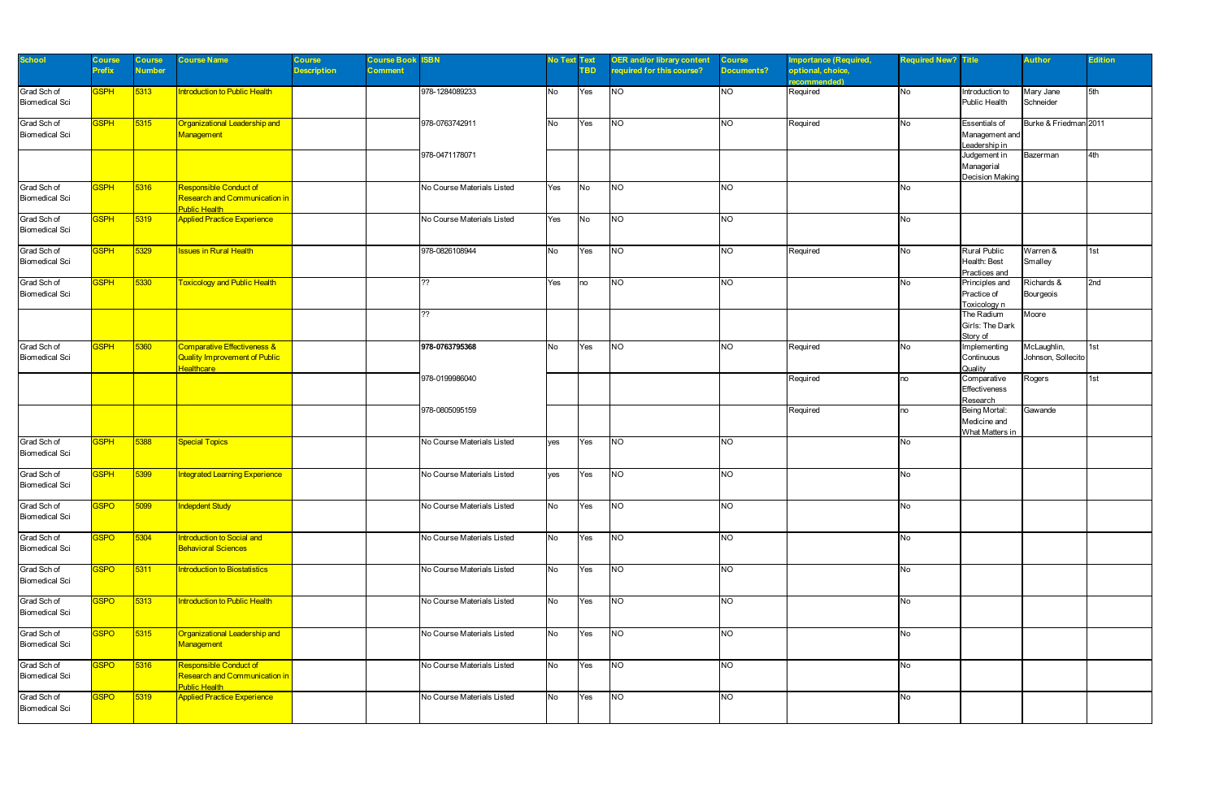| School | Course Prefix | Course Number | Course Name | Course Description | Course Book Comment | ISBN | No Text | Text TBD | OER and/or library content required for this course? | Course Documents? | Importance (Required, optional, choice, recommended) | Required New? | Title | Author | Edition |
|---|---|---|---|---|---|---|---|---|---|---|---|---|---|---|---|
| Grad Sch of Biomedical Sci | GSPH | 5313 | Introduction to Public Health | | | 978-1284089233 | No | Yes | NO | NO | Required | No | Introduction to Public Health | Mary Jane Schneider | 5th |
| Grad Sch of Biomedical Sci | GSPH | 5315 | Organizational Leadership and Management | | | 978-0763742911 | No | Yes | NO | NO | Required | No | Essentials of Management and Leadership in | Burke & Friedman | 2011 |
| | | | | | | 978-0471178071 | | | | | | | Judgement in Managerial Decision Making | Bazerman | 4th |
| Grad Sch of Biomedical Sci | GSPH | 5316 | Responsible Conduct of Research and Communication in Public Health | | | No Course Materials Listed | Yes | No | NO | NO | | No | | | |
| Grad Sch of Biomedical Sci | GSPH | 5319 | Applied Practice Experience | | | No Course Materials Listed | Yes | No | NO | NO | | No | | | |
| Grad Sch of Biomedical Sci | GSPH | 5329 | Issues in Rural Health | | | 978-0826108944 | No | Yes | NO | NO | Required | No | Rural Public Health: Best Practices and | Warren & Smalley | 1st |
| Grad Sch of Biomedical Sci | GSPH | 5330 | Toxicology and Public Health | | | ?? | Yes | no | NO | NO | | No | Principles and Practice of Toxicology n | Richards & Bourgeois | 2nd |
| | | | | | | ?? | | | | | | | The Radium Girls: The Dark Story of | Moore | |
| Grad Sch of Biomedical Sci | GSPH | 5360 | Comparative Effectiveness & Quality Improvement of Public Healthcare | | | **978-0763795368** | No | Yes | NO | NO | Required | No | Implementing Continuous Quality | McLaughlin, Johnson, Sollecito | 1st |
| | | | | | | 978-0199986040 | | | | | Required | no | Comparative Effectiveness Research | Rogers | 1st |
| | | | | | | 978-0805095159 | | | | | Required | no | Being Mortal: Medicine and What Matters in | Gawande | |
| Grad Sch of Biomedical Sci | GSPH | 5388 | Special Topics | | | No Course Materials Listed | yes | Yes | NO | NO | | No | | | |
| Grad Sch of Biomedical Sci | GSPH | 5399 | Integrated Learning Experience | | | No Course Materials Listed | yes | Yes | NO | NO | | No | | | |
| Grad Sch of Biomedical Sci | GSPO | 5099 | Indepdent Study | | | No Course Materials Listed | No | Yes | NO | NO | | No | | | |
| Grad Sch of Biomedical Sci | GSPO | 5304 | Introduction to Social and Behavioral Sciences | | | No Course Materials Listed | No | Yes | NO | NO | | No | | | |
| Grad Sch of Biomedical Sci | GSPO | 5311 | Introduction to Biostatistics | | | No Course Materials Listed | No | Yes | NO | NO | | No | | | |
| Grad Sch of Biomedical Sci | GSPO | 5313 | Introduction to Public Health | | | No Course Materials Listed | No | Yes | NO | NO | | No | | | |
| Grad Sch of Biomedical Sci | GSPO | 5315 | Organizational Leadership and Management | | | No Course Materials Listed | No | Yes | NO | NO | | No | | | |
| Grad Sch of Biomedical Sci | GSPO | 5316 | Responsible Conduct of Research and Communication in Public Health | | | No Course Materials Listed | No | Yes | NO | NO | | No | | | |
| Grad Sch of Biomedical Sci | GSPO | 5319 | Applied Practice Experience | | | No Course Materials Listed | No | Yes | NO | NO | | No | | | |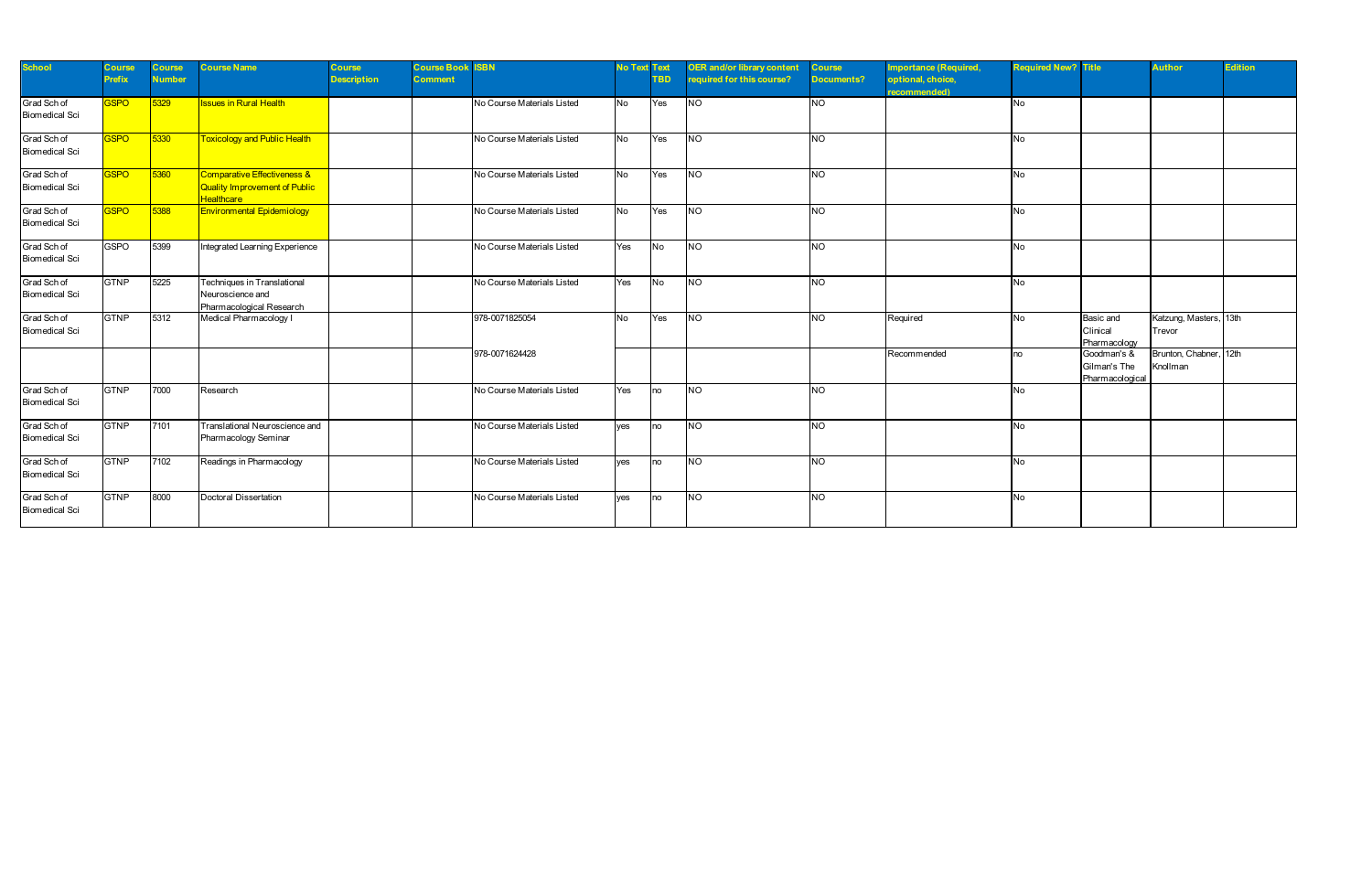| School | Course Prefix | Course Number | Course Name | Course Description | Course Book Comment | ISBN | No Text | Text TBD | OER and/or library content required for this course? | Course Documents? | Importance (Required, optional, choice, recommended) | Required New? | Title | Author | Edition |
|---|---|---|---|---|---|---|---|---|---|---|---|---|---|---|---|
| Grad Sch of Biomedical Sci | GSPO | 5329 | Issues in Rural Health | | | No Course Materials Listed | No | Yes | NO | NO | | No | | | |
| Grad Sch of Biomedical Sci | GSPO | 5330 | Toxicology and Public Health | | | No Course Materials Listed | No | Yes | NO | NO | | No | | | |
| Grad Sch of Biomedical Sci | GSPO | 5360 | Comparative Effectiveness & Quality Improvement of Public Healthcare | | | No Course Materials Listed | No | Yes | NO | NO | | No | | | |
| Grad Sch of Biomedical Sci | GSPO | 5388 | Environmental Epidemiology | | | No Course Materials Listed | No | Yes | NO | NO | | No | | | |
| Grad Sch of Biomedical Sci | GSPO | 5399 | Integrated Learning Experience | | | No Course Materials Listed | Yes | No | NO | NO | | No | | | |
| Grad Sch of Biomedical Sci | GTNP | 5225 | Techniques in Translational Neuroscience and Pharmacological Research | | | No Course Materials Listed | Yes | No | NO | NO | | No | | | |
| Grad Sch of Biomedical Sci | GTNP | 5312 | Medical Pharmacology I | | | 978-0071825054 | No | Yes | NO | NO | Required | No | Basic and Clinical Pharmacology | Katzung, Masters, Trevor | 13th |
| | | | | | | 978-0071624428 | | | | | Recommended | no | Goodman's & Gilman's The Pharmacological | Brunton, Chabner, Knollman | 12th |
| Grad Sch of Biomedical Sci | GTNP | 7000 | Research | | | No Course Materials Listed | Yes | no | NO | NO | | No | | | |
| Grad Sch of Biomedical Sci | GTNP | 7101 | Translational Neuroscience and Pharmacology Seminar | | | No Course Materials Listed | yes | no | NO | NO | | No | | | |
| Grad Sch of Biomedical Sci | GTNP | 7102 | Readings in Pharmacology | | | No Course Materials Listed | yes | no | NO | NO | | No | | | |
| Grad Sch of Biomedical Sci | GTNP | 8000 | Doctoral Dissertation | | | No Course Materials Listed | yes | no | NO | NO | | No | | | |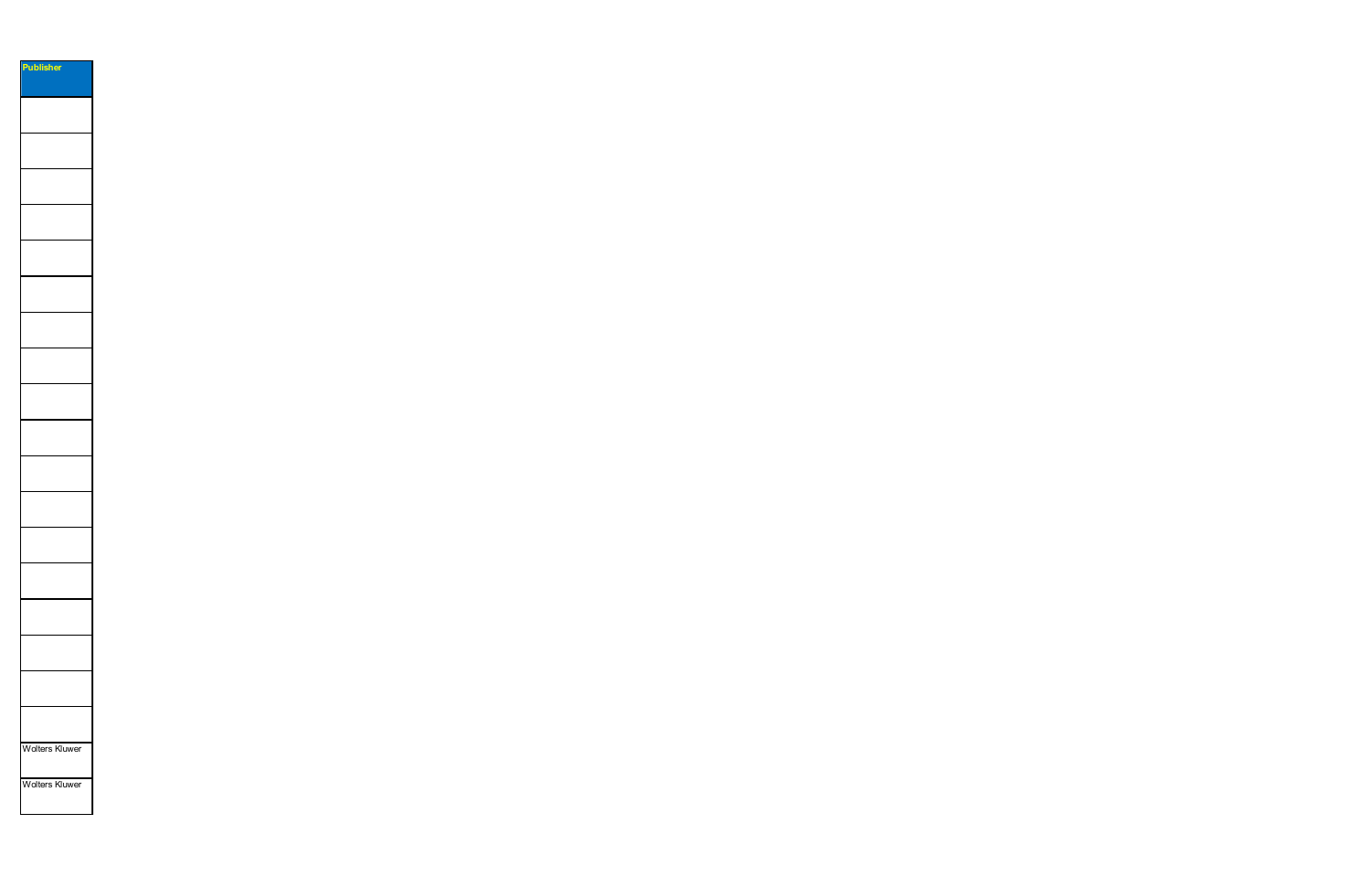| Publisher |
| --- |
| |
| |
| |
| |
| |
| |
| |
| |
| |
| |
| |
| |
| |
| |
| |
| |
| |
| |
| Wolters Kluwer |
| Wolters Kluwer |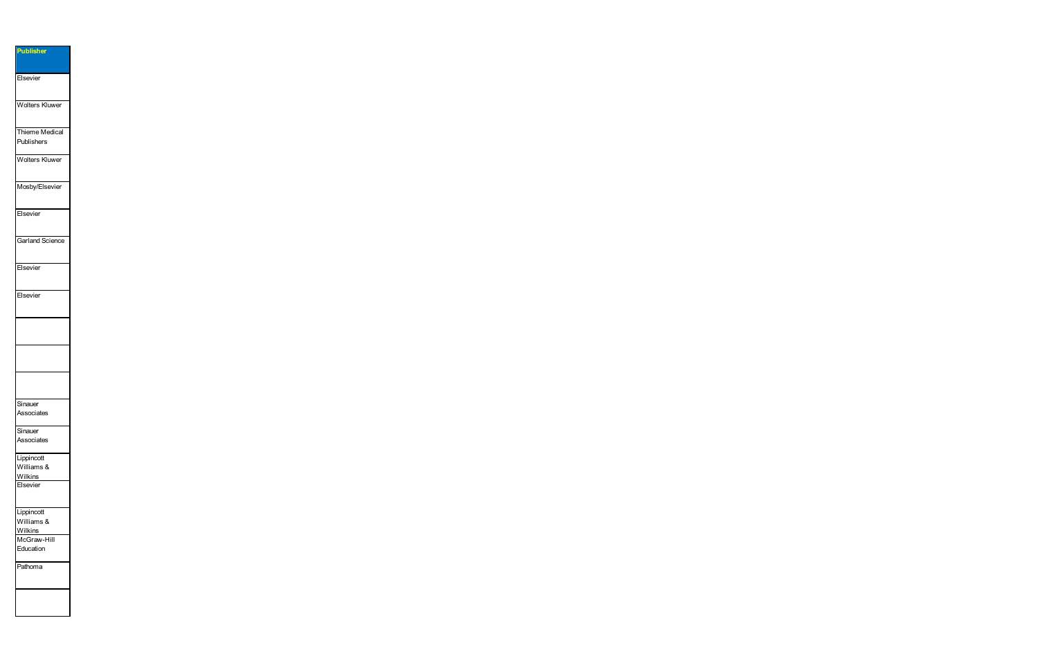| Publisher |
| --- |
| Elsevier |
| Wolters Kluwer |
| Thieme Medical Publishers |
| Wolters Kluwer |
| Mosby/Elsevier |
| Elsevier |
| Garland Science |
| Elsevier |
| Elsevier |
| |
| |
| |
| Sinauer Associates |
| Sinauer Associates |
| Lippincott Williams & Wilkins |
| Elsevier |
| Lippincott Williams & Wilkins |
| McGraw-Hill Education |
| Pathoma |
| |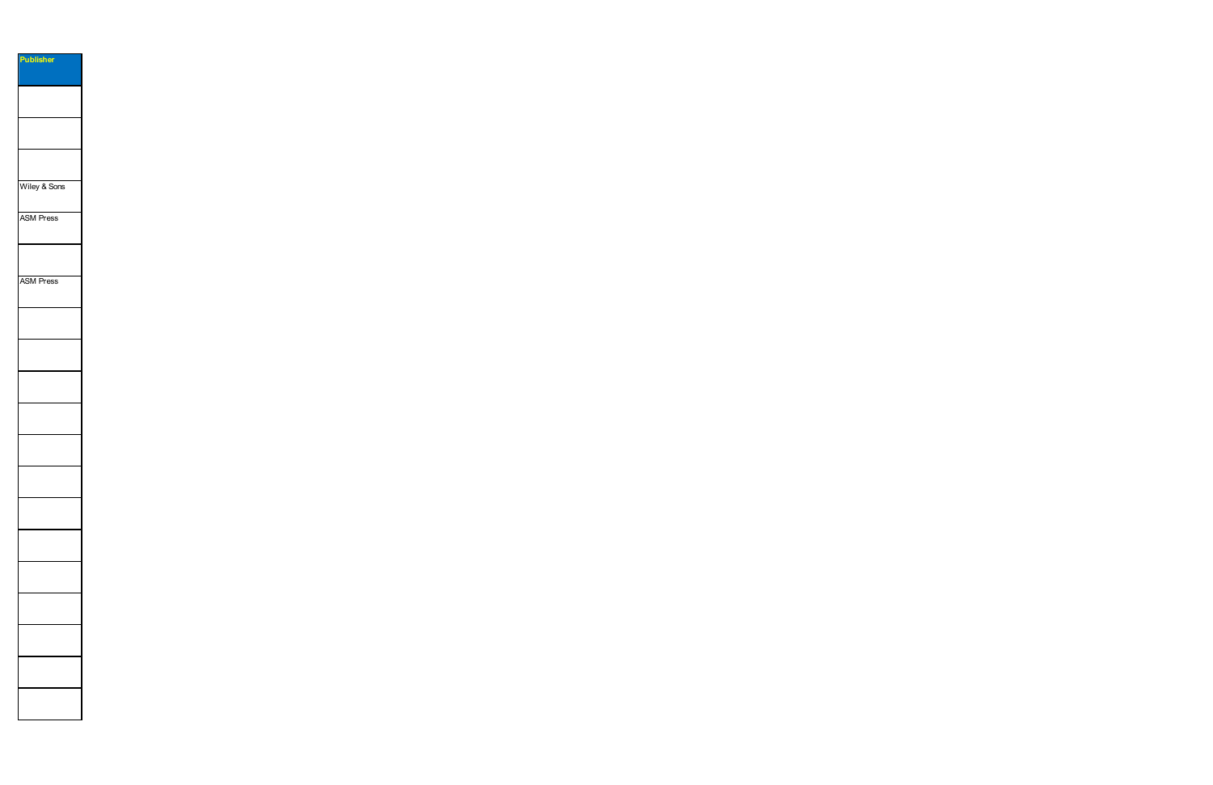| Publisher |
| --- |
| |
| |
| |
| Wiley & Sons |
| ASM Press |
| |
| ASM Press |
| |
| |
| |
| |
| |
| |
| |
| |
| |
| |
| |
| |
| |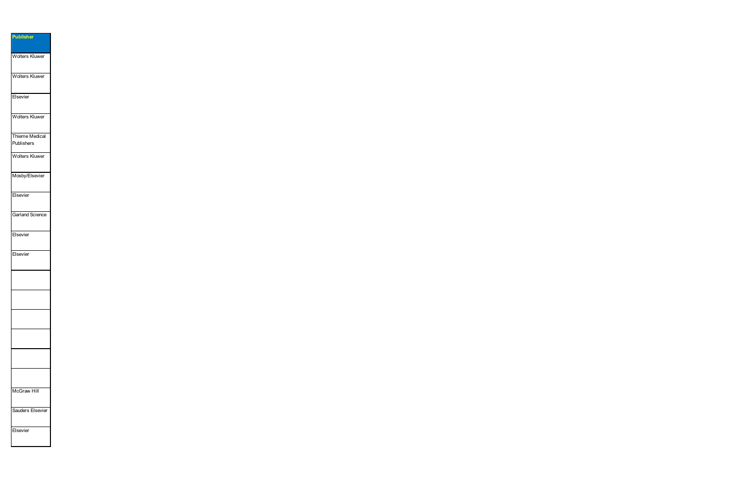| Publisher |
| --- |
| Wolters Kluwer |
| Wolters Kluwer |
| Elsevier |
| Wolters Kluwer |
| Thieme Medical Publishers |
| Wolters Kluwer |
| Mosby/Elsevier |
| Elsevier |
| Garland Science |
| Elsevier |
| Elsevier |
| |
| |
| |
| |
| |
| |
| McGraw Hill |
| Sauders Elsevier |
| Elsevier |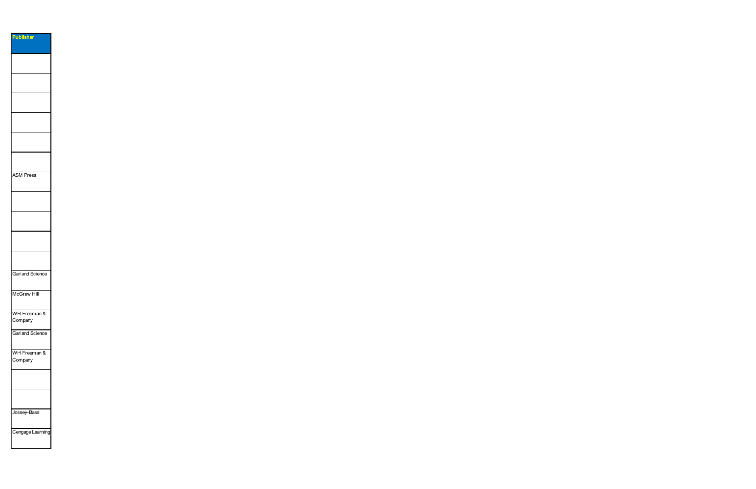| Publisher |
| --- |
| |
| |
| |
| |
| |
| |
| ASM Press |
| |
| |
| |
| |
| Garland Science |
| McGraw Hill |
| WH Freeman & Company |
| Garland Science |
| WH Freeman & Company |
| |
| |
| Jossey-Bass |
| Cengage Learning |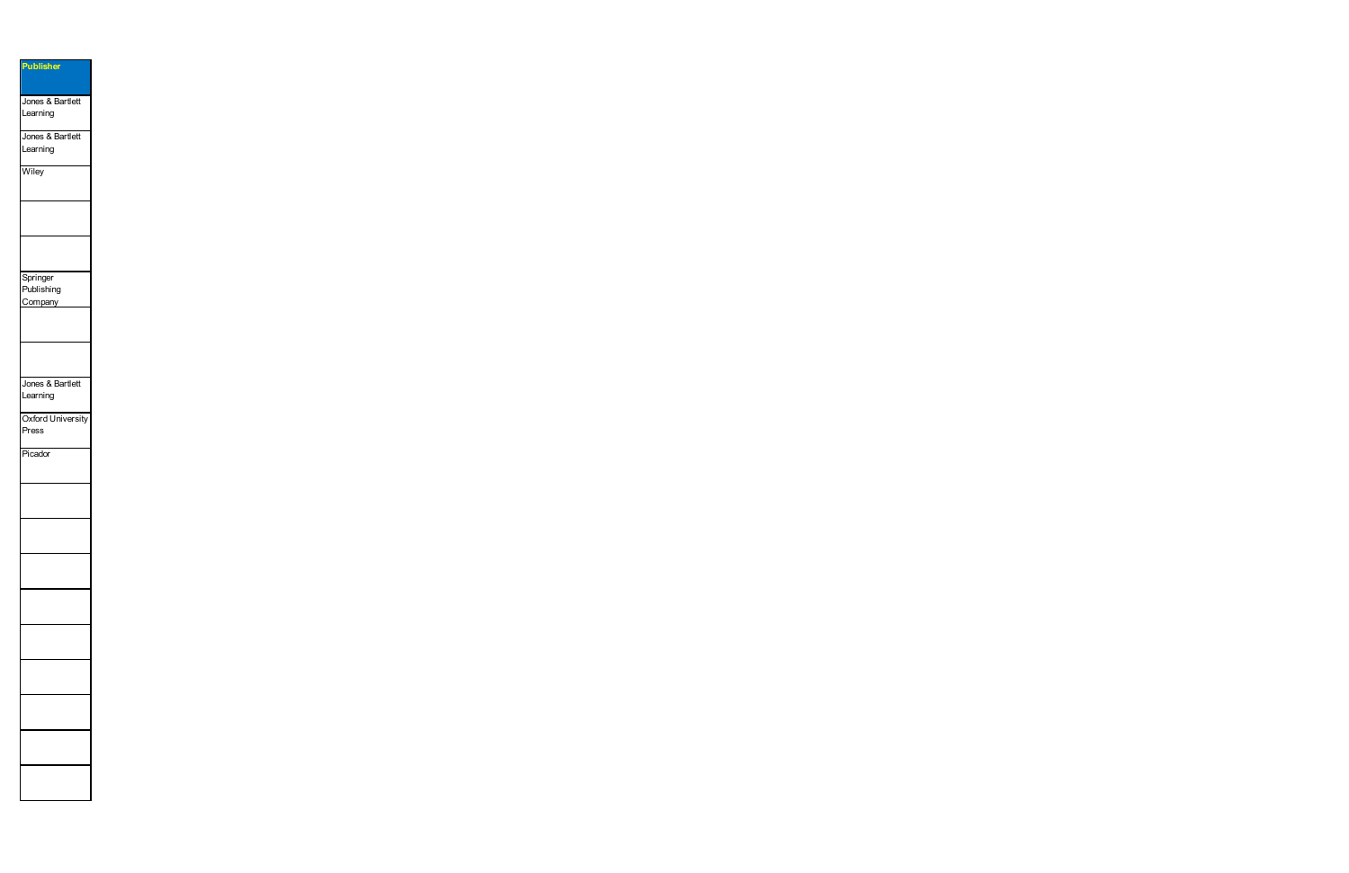| Publisher |
| --- |
| Jones & Bartlett Learning |
| Jones & Bartlett Learning |
| Wiley |
| |
| |
| Springer Publishing Company |
| |
| |
| Jones & Bartlett Learning |
| Oxford University Press |
| Picador |
| |
| |
| |
| |
| |
| |
| |
| |
| |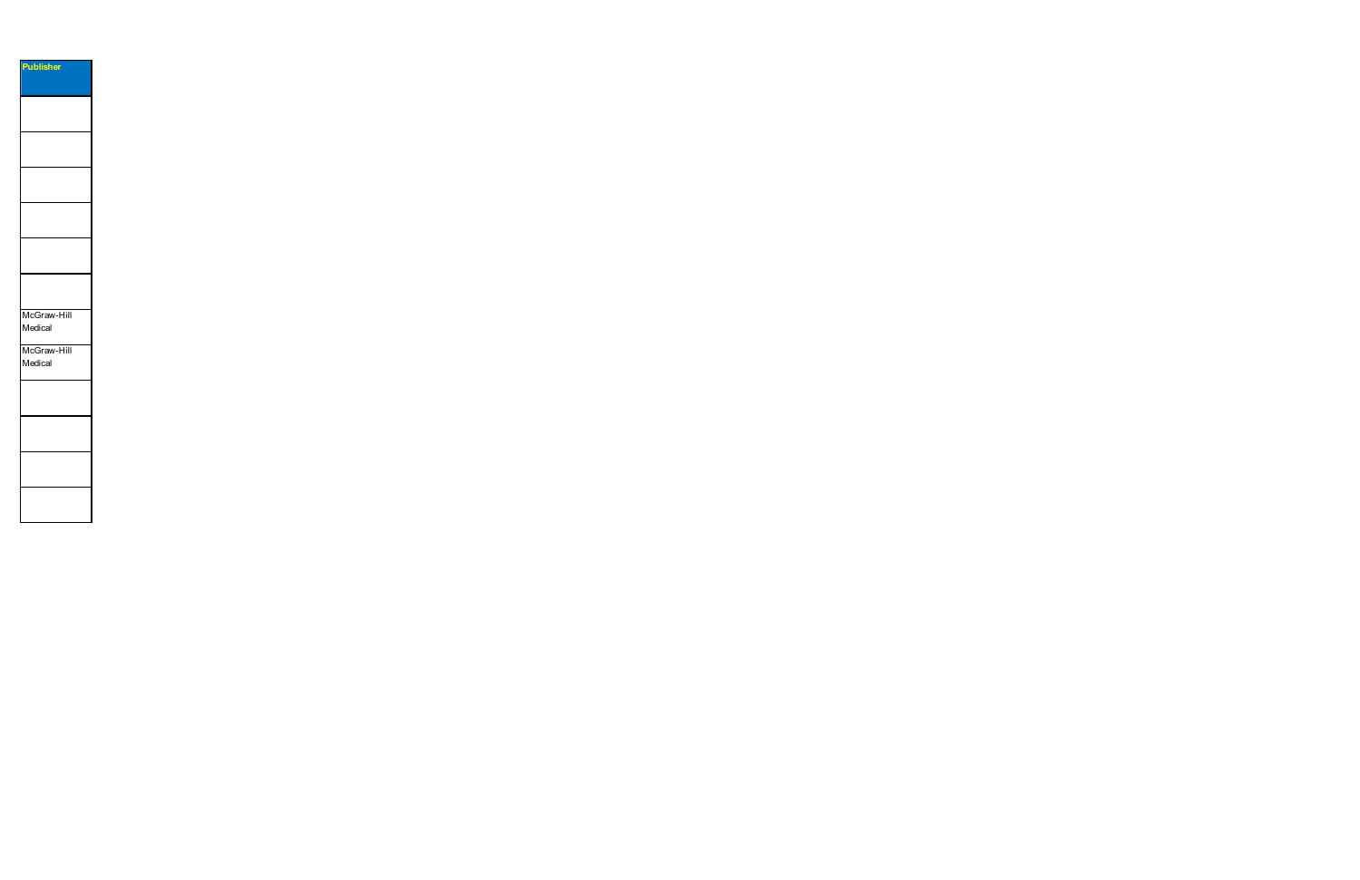| Publisher |
|---|
| |
| |
| |
| |
| |
| |
| McGraw-Hill Medical |
| McGraw-Hill Medical |
| |
| |
| |
| |